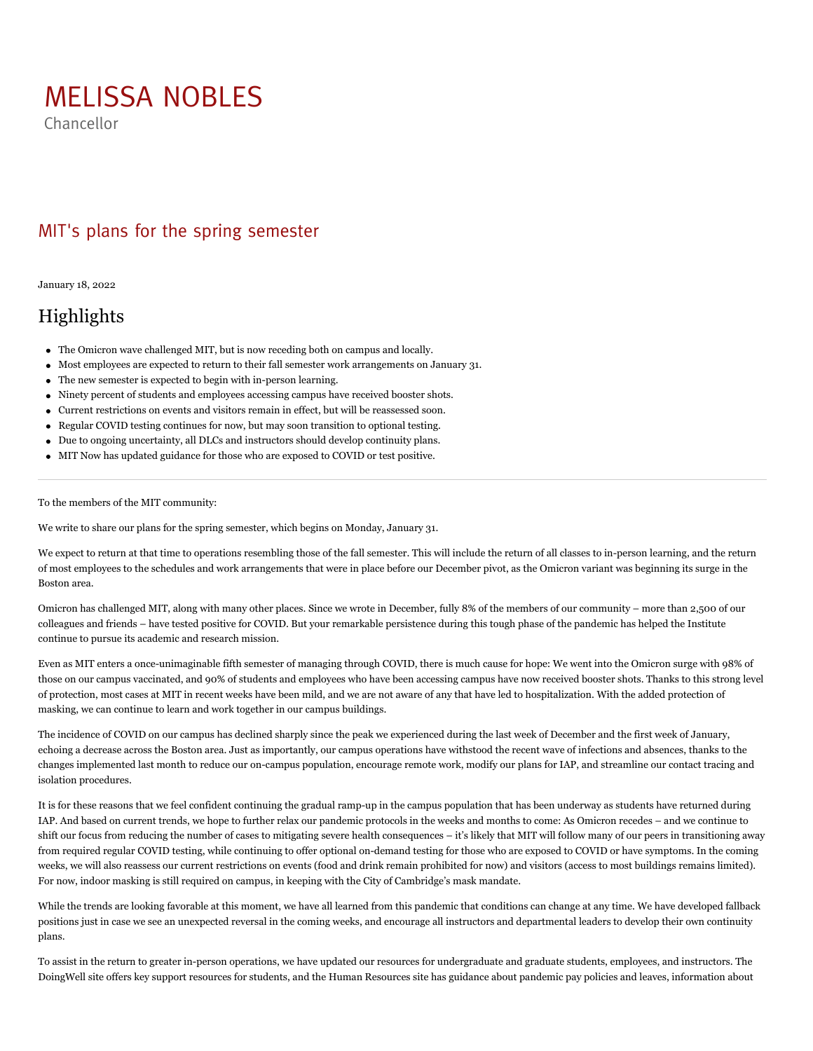# MELISSA NOBLES

Chancellor

## MIT's plans for the spring semester

January 18, 2022

## Highlights

- The Omicron wave challenged MIT, but is now receding both on campus and locally.
- Most employees are expected to return to their fall semester work arrangements on January 31.
- The new semester is expected to begin with in-person learning.
- Ninety percent of students and employees accessing campus have received booster shots.
- Current restrictions on events and visitors remain in effect, but will be reassessed soon.
- Regular COVID testing continues for now, but may soon transition to optional testing.
- Due to ongoing uncertainty, all DLCs and instructors should develop continuity plans.
- MIT Now has updated guidance for those who are exposed to COVID or test positive.

---

To the members of the MIT community:

We write to share our plans for the spring semester, which begins on Monday, January 31.

We expect to return at that time to operations resembling those of the fall semester. This will include the return of all classes to in-person learning, and the return of most employees to the schedules and work arrangements that were in place before our December pivot, as the Omicron variant was beginning its surge in the Boston area.

Omicron has challenged MIT, along with many other places. Since we wrote in December, fully 8% of the members of our community – more than 2,500 of our colleagues and friends – have tested positive for COVID. But your remarkable persistence during this tough phase of the pandemic has helped the Institute continue to pursue its academic and research mission.

Even as MIT enters a once-unimaginable fifth semester of managing through COVID, there is much cause for hope: We went into the Omicron surge with 98% of those on our campus vaccinated, and 90% of students and employees who have been accessing campus have now received booster shots. Thanks to this strong level of protection, most cases at MIT in recent weeks have been mild, and we are not aware of any that have led to hospitalization. With the added protection of masking, we can continue to learn and work together in our campus buildings.

The incidence of COVID on our campus has declined sharply since the peak we experienced during the last week of December and the first week of January, echoing a decrease across the Boston area. Just as importantly, our campus operations have withstood the recent wave of infections and absences, thanks to the changes implemented last month to reduce our on-campus population, encourage remote work, modify our plans for IAP, and streamline our contact tracing and isolation procedures.

It is for these reasons that we feel confident continuing the gradual ramp-up in the campus population that has been underway as students have returned during IAP. And based on current trends, we hope to further relax our pandemic protocols in the weeks and months to come: As Omicron recedes – and we continue to shift our focus from reducing the number of cases to mitigating severe health consequences – it's likely that MIT will follow many of our peers in transitioning away from required regular COVID testing, while continuing to offer optional on-demand testing for those who are exposed to COVID or have symptoms. In the coming weeks, we will also reassess our current restrictions on events (food and drink remain prohibited for now) and visitors (access to most buildings remains limited). For now, indoor masking is still required on campus, in keeping with the City of Cambridge's mask mandate.

While the trends are looking favorable at this moment, we have all learned from this pandemic that conditions can change at any time. We have developed fallback positions just in case we see an unexpected reversal in the coming weeks, and encourage all instructors and departmental leaders to develop their own continuity plans.

To assist in the return to greater in-person operations, we have updated our resources for undergraduate and graduate students, employees, and instructors. The DoingWell site offers key support resources for students, and the Human Resources site has guidance about pandemic pay policies and leaves, information about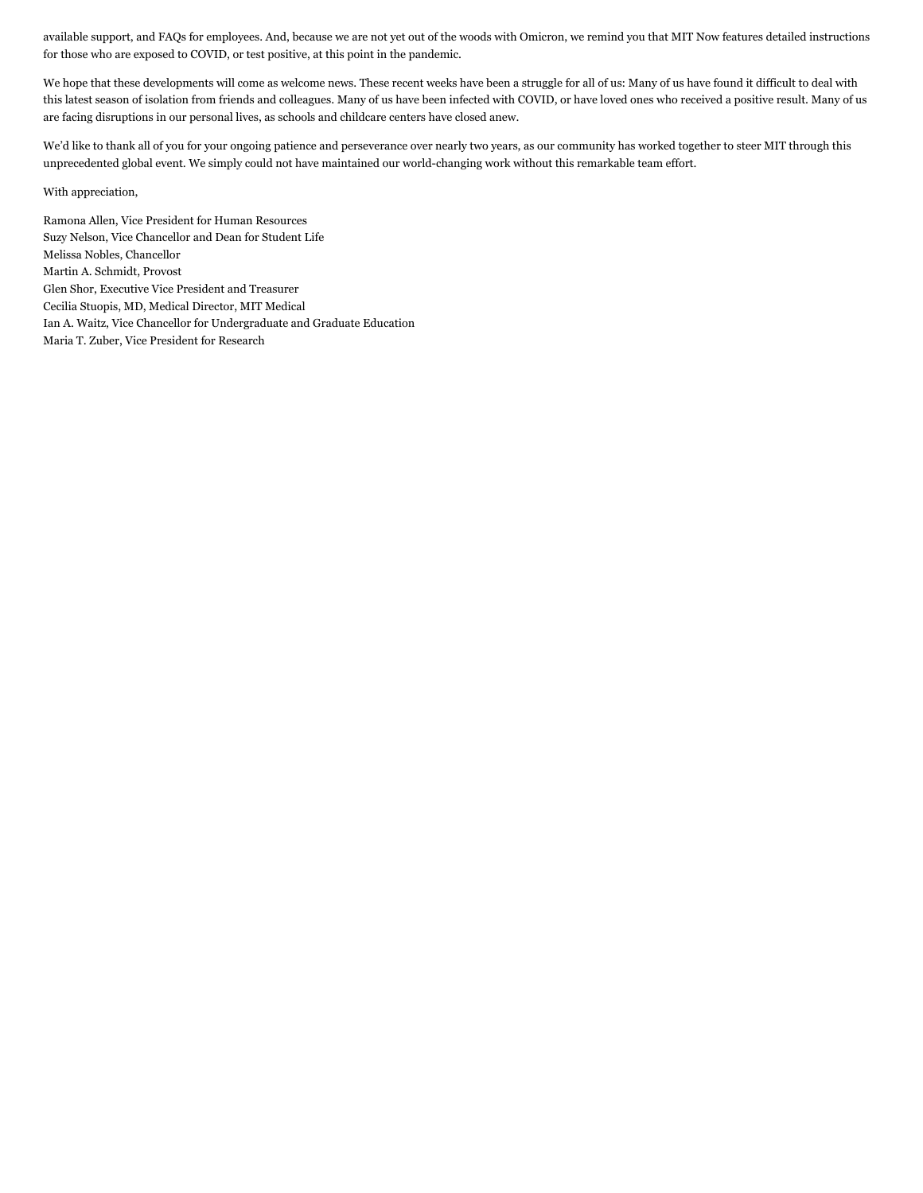available support, and FAQs for employees. And, because we are not yet out of the woods with Omicron, we remind you that MIT Now features detailed instructions for those who are exposed to COVID, or test positive, at this point in the pandemic.

We hope that these developments will come as welcome news. These recent weeks have been a struggle for all of us: Many of us have found it difficult to deal with this latest season of isolation from friends and colleagues. Many of us have been infected with COVID, or have loved ones who received a positive result. Many of us are facing disruptions in our personal lives, as schools and childcare centers have closed anew.

We'd like to thank all of you for your ongoing patience and perseverance over nearly two years, as our community has worked together to steer MIT through this unprecedented global event. We simply could not have maintained our world-changing work without this remarkable team effort.

With appreciation,

Ramona Allen, Vice President for Human Resources
Suzy Nelson, Vice Chancellor and Dean for Student Life
Melissa Nobles, Chancellor
Martin A. Schmidt, Provost
Glen Shor, Executive Vice President and Treasurer
Cecilia Stuopis, MD, Medical Director, MIT Medical
Ian A. Waitz, Vice Chancellor for Undergraduate and Graduate Education
Maria T. Zuber, Vice President for Research